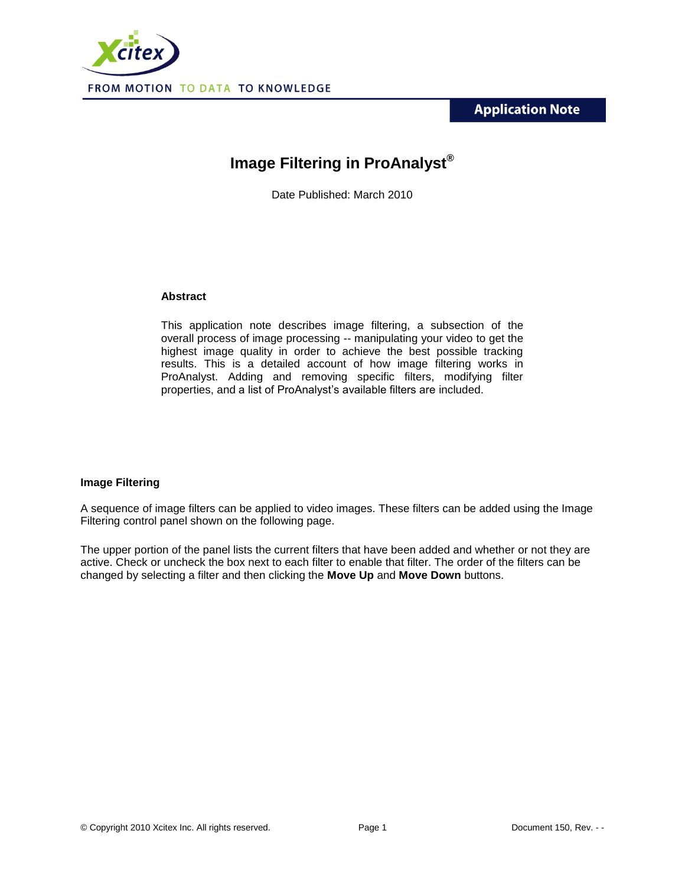Application Note

# Image Filtering in ProAnalyst®

Date Published: March 2010

**Abstract**

This application note describes image filtering, a subsection of the overall process of image processing -- manipulating your video to get the highest image quality in order to achieve the best possible tracking results. This is a detailed account of how image filtering works in ProAnalyst. Adding and removing specific filters, modifying filter properties, and a list of ProAnalyst's available filters are included.

## Image Filtering

A sequence of image filters can be applied to video images. These filters can be added using the Image Filtering control panel shown on the following page.

The upper portion of the panel lists the current filters that have been added and whether or not they are active. Check or uncheck the box next to each filter to enable that filter. The order of the filters can be changed by selecting a filter and then clicking the **Move Up** and **Move Down** buttons.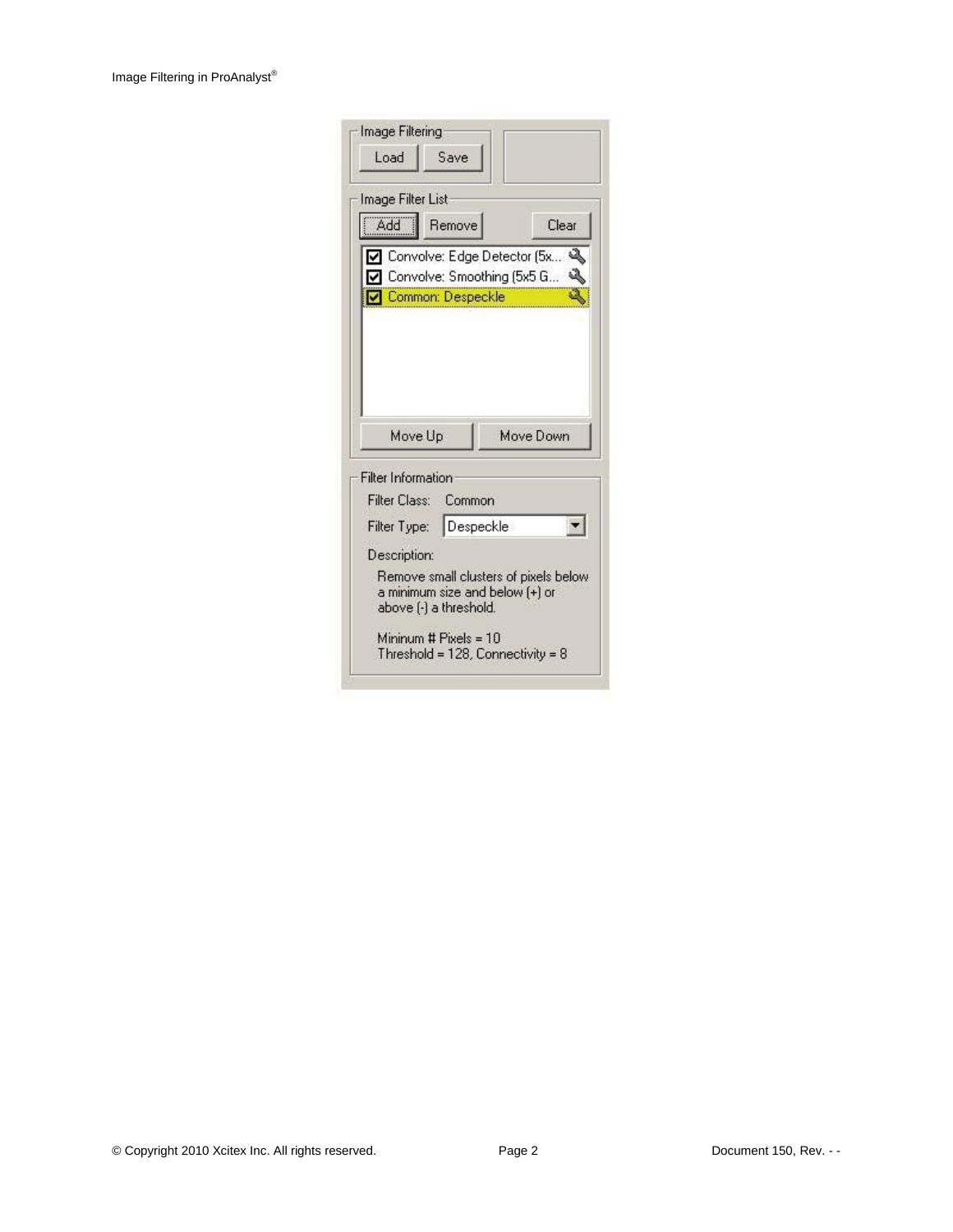Image Filtering

Load Save

Image Filter List

Add Remove Clear

- [x] Convolve: Edge Detector (5x...
- [x] Convolve: Smoothing (5x5 G...
- [x] Common: Despeckle

Move Up Move Down

Filter Information

Filter Class: Common

Filter Type: Despeckle

Description:

Remove small clusters of pixels below a minimum size and below (+) or above (-) a threshold.

Mininum # Pixels = 10
Threshold = 128, Connectivity = 8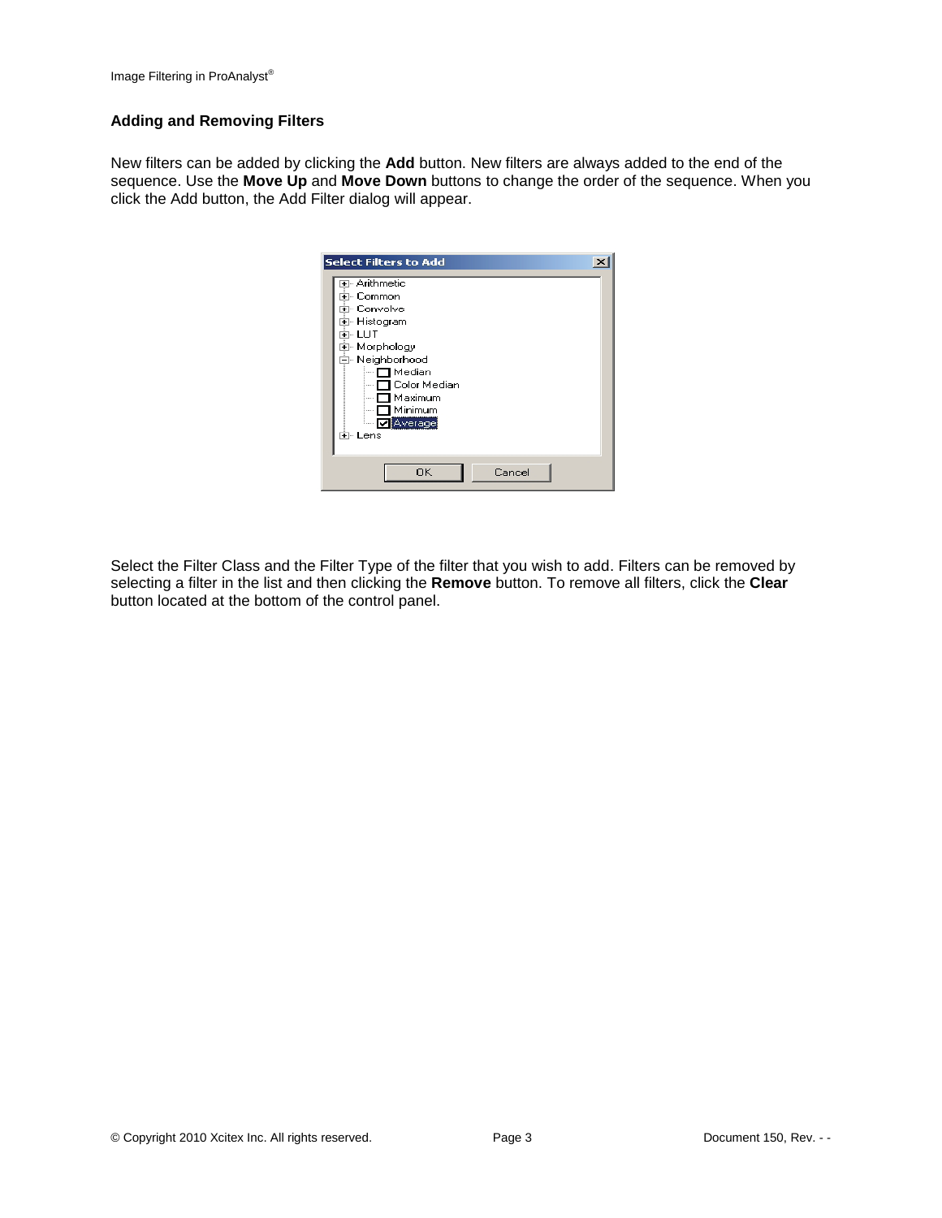### Adding and Removing Filters

New filters can be added by clicking the **Add** button. New filters are always added to the end of the sequence. Use the **Move Up** and **Move Down** buttons to change the order of the sequence. When you click the Add button, the Add Filter dialog will appear.

Select the Filter Class and the Filter Type of the filter that you wish to add. Filters can be removed by selecting a filter in the list and then clicking the **Remove** button. To remove all filters, click the **Clear** button located at the bottom of the control panel.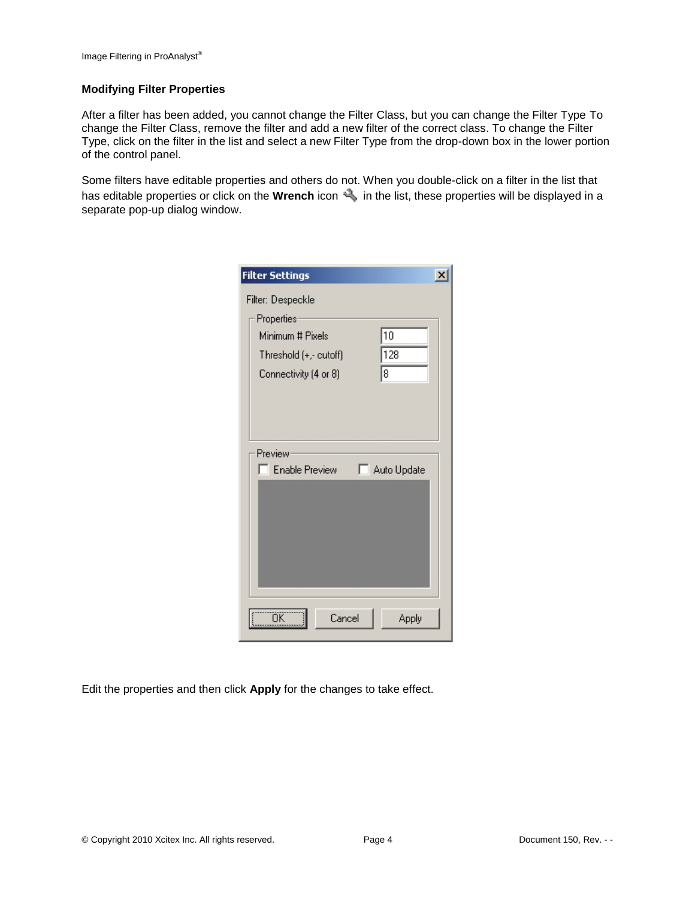## Modifying Filter Properties

After a filter has been added, you cannot change the Filter Class, but you can change the Filter Type To change the Filter Class, remove the filter and add a new filter of the correct class. To change the Filter Type, click on the filter in the list and select a new Filter Type from the drop-down box in the lower portion of the control panel.

Some filters have editable properties and others do not. When you double-click on a filter in the list that has editable properties or click on the **Wrench** icon in the list, these properties will be displayed in a separate pop-up dialog window.

Edit the properties and then click **Apply** for the changes to take effect.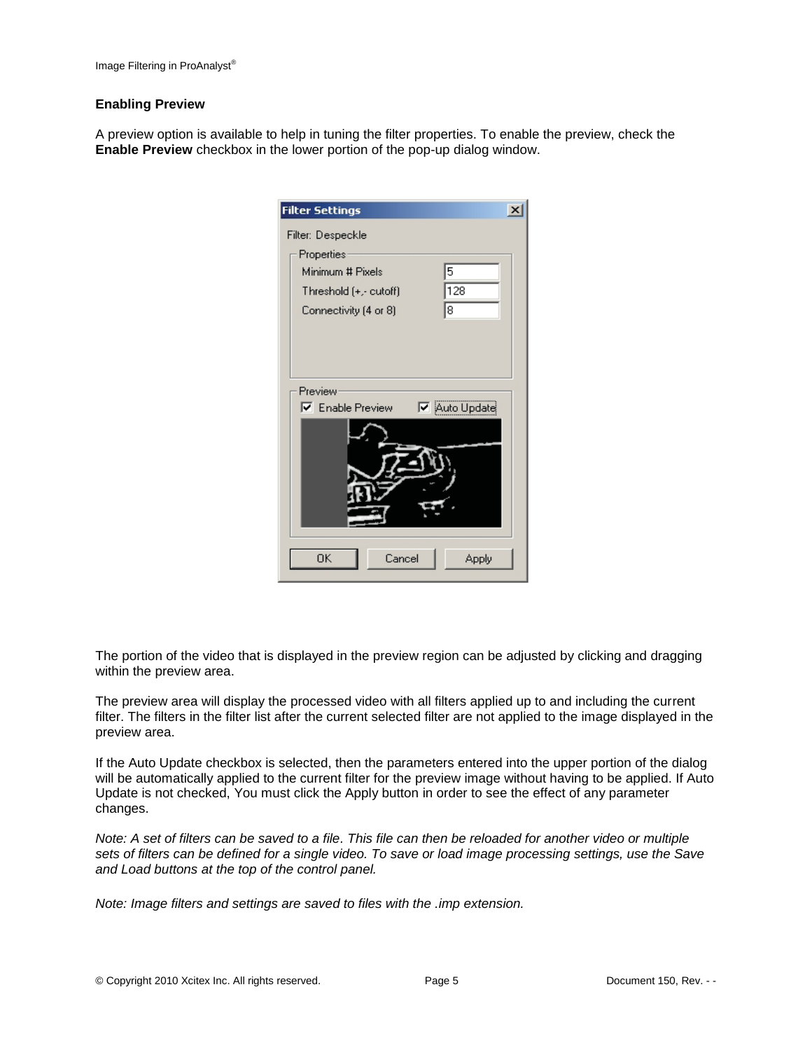### Enabling Preview

A preview option is available to help in tuning the filter properties. To enable the preview, check the **Enable Preview** checkbox in the lower portion of the pop-up dialog window.

The portion of the video that is displayed in the preview region can be adjusted by clicking and dragging within the preview area.

The preview area will display the processed video with all filters applied up to and including the current filter. The filters in the filter list after the current selected filter are not applied to the image displayed in the preview area.

If the Auto Update checkbox is selected, then the parameters entered into the upper portion of the dialog will be automatically applied to the current filter for the preview image without having to be applied. If Auto Update is not checked, You must click the Apply button in order to see the effect of any parameter changes.

*Note: A set of filters can be saved to a file. This file can then be reloaded for another video or multiple sets of filters can be defined for a single video. To save or load image processing settings, use the Save and Load buttons at the top of the control panel.*

*Note: Image filters and settings are saved to files with the .imp extension.*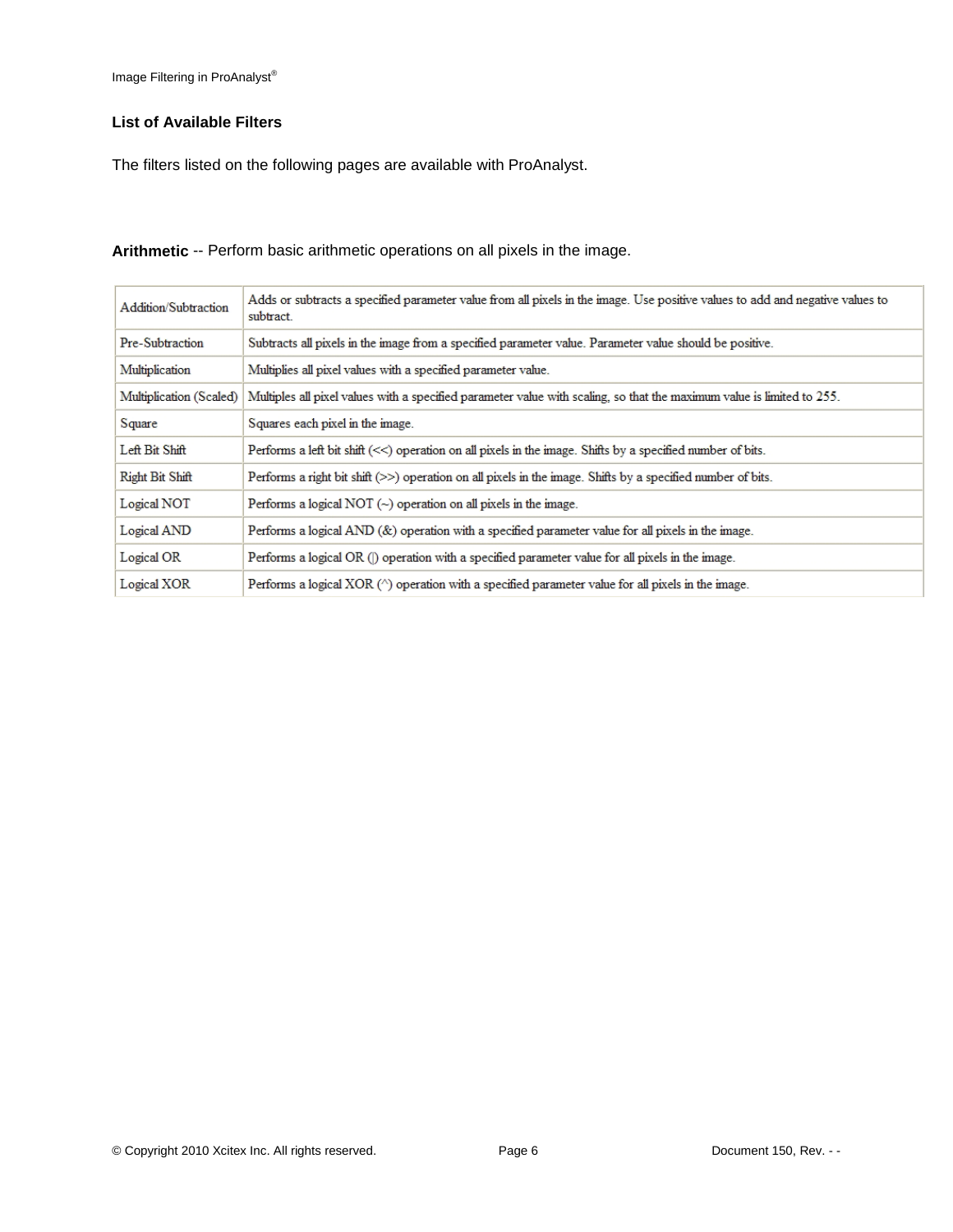### List of Available Filters

The filters listed on the following pages are available with ProAnalyst.

**Arithmetic** -- Perform basic arithmetic operations on all pixels in the image.

| | |
|---|---|
| Addition/Subtraction | Adds or subtracts a specified parameter value from all pixels in the image. Use positive values to add and negative values to subtract. |
| Pre-Subtraction | Subtracts all pixels in the image from a specified parameter value. Parameter value should be positive. |
| Multiplication | Multiplies all pixel values with a specified parameter value. |
| Multiplication (Scaled) | Multiples all pixel values with a specified parameter value with scaling, so that the maximum value is limited to 255. |
| Square | Squares each pixel in the image. |
| Left Bit Shift | Performs a left bit shift (<<) operation on all pixels in the image. Shifts by a specified number of bits. |
| Right Bit Shift | Performs a right bit shift (>>) operation on all pixels in the image. Shifts by a specified number of bits. |
| Logical NOT | Performs a logical NOT (~) operation on all pixels in the image. |
| Logical AND | Performs a logical AND (&) operation with a specified parameter value for all pixels in the image. |
| Logical OR | Performs a logical OR (\|) operation with a specified parameter value for all pixels in the image. |
| Logical XOR | Performs a logical XOR (^) operation with a specified parameter value for all pixels in the image. |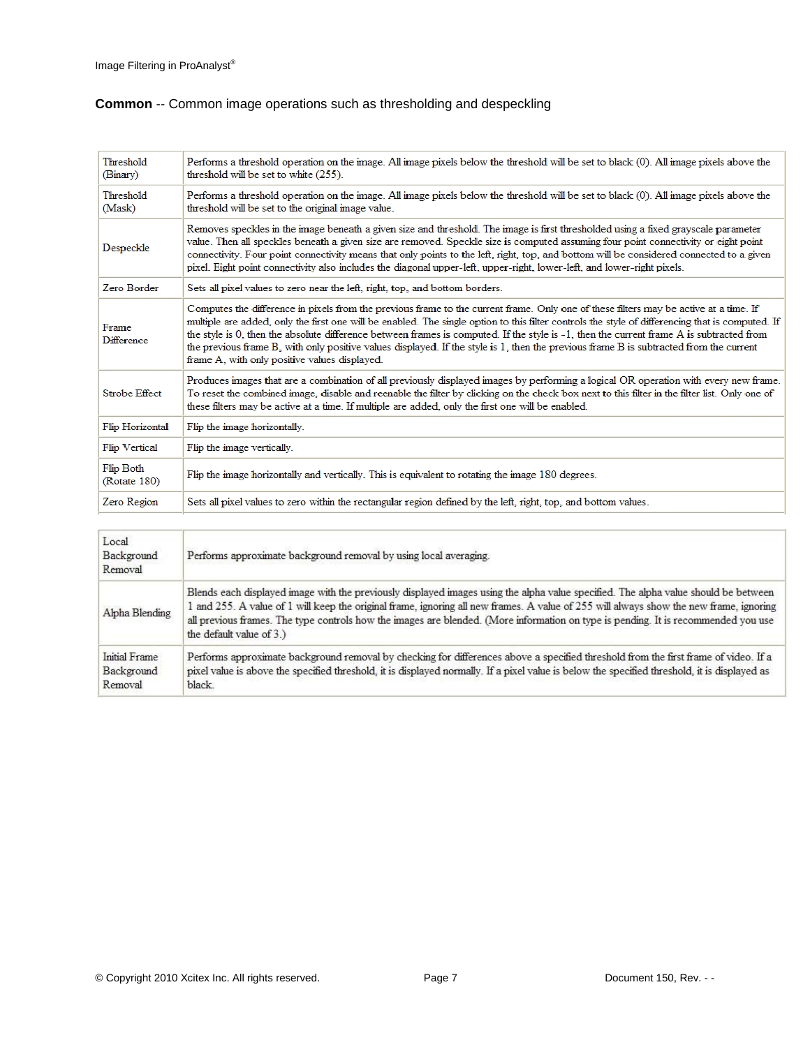**Common** -- Common image operations such as thresholding and despeckling

| | |
|---|---|
| Threshold (Binary) | Performs a threshold operation on the image. All image pixels below the threshold will be set to black (0). All image pixels above the threshold will be set to white (255). |
| Threshold (Mask) | Performs a threshold operation on the image. All image pixels below the threshold will be set to black (0). All image pixels above the threshold will be set to the original image value. |
| Despeckle | Removes speckles in the image beneath a given size and threshold. The image is first thresholded using a fixed grayscale parameter value. Then all speckles beneath a given size are removed. Speckle size is computed assuming four point connectivity or eight point connectivity. Four point connectivity means that only points to the left, right, top, and bottom will be considered connected to a given pixel. Eight point connectivity also includes the diagonal upper-left, upper-right, lower-left, and lower-right pixels. |
| Zero Border | Sets all pixel values to zero near the left, right, top, and bottom borders. |
| Frame Difference | Computes the difference in pixels from the previous frame to the current frame. Only one of these filters may be active at a time. If multiple are added, only the first one will be enabled. The single option to this filter controls the style of differencing that is computed. If the style is 0, then the absolute difference between frames is computed. If the style is -1, then the current frame A is subtracted from the previous frame B, with only positive values displayed. If the style is 1, then the previous frame B is subtracted from the current frame A, with only positive values displayed. |
| Strobe Effect | Produces images that are a combination of all previously displayed images by performing a logical OR operation with every new frame. To reset the combined image, disable and reenable the filter by clicking on the check box next to this filter in the filter list. Only one of these filters may be active at a time. If multiple are added, only the first one will be enabled. |
| Flip Horizontal | Flip the image horizontally. |
| Flip Vertical | Flip the image vertically. |
| Flip Both (Rotate 180) | Flip the image horizontally and vertically. This is equivalent to rotating the image 180 degrees. |
| Zero Region | Sets all pixel values to zero within the rectangular region defined by the left, right, top, and bottom values. |

| | |
|---|---|
| Local Background Removal | Performs approximate background removal by using local averaging. |
| Alpha Blending | Blends each displayed image with the previously displayed images using the alpha value specified. The alpha value should be between 1 and 255. A value of 1 will keep the original frame, ignoring all new frames. A value of 255 will always show the new frame, ignoring all previous frames. The type controls how the images are blended. (More information on type is pending. It is recommended you use the default value of 3.) |
| Initial Frame Background Removal | Performs approximate background removal by checking for differences above a specified threshold from the first frame of video. If a pixel value is above the specified threshold, it is displayed normally. If a pixel value is below the specified threshold, it is displayed as black. |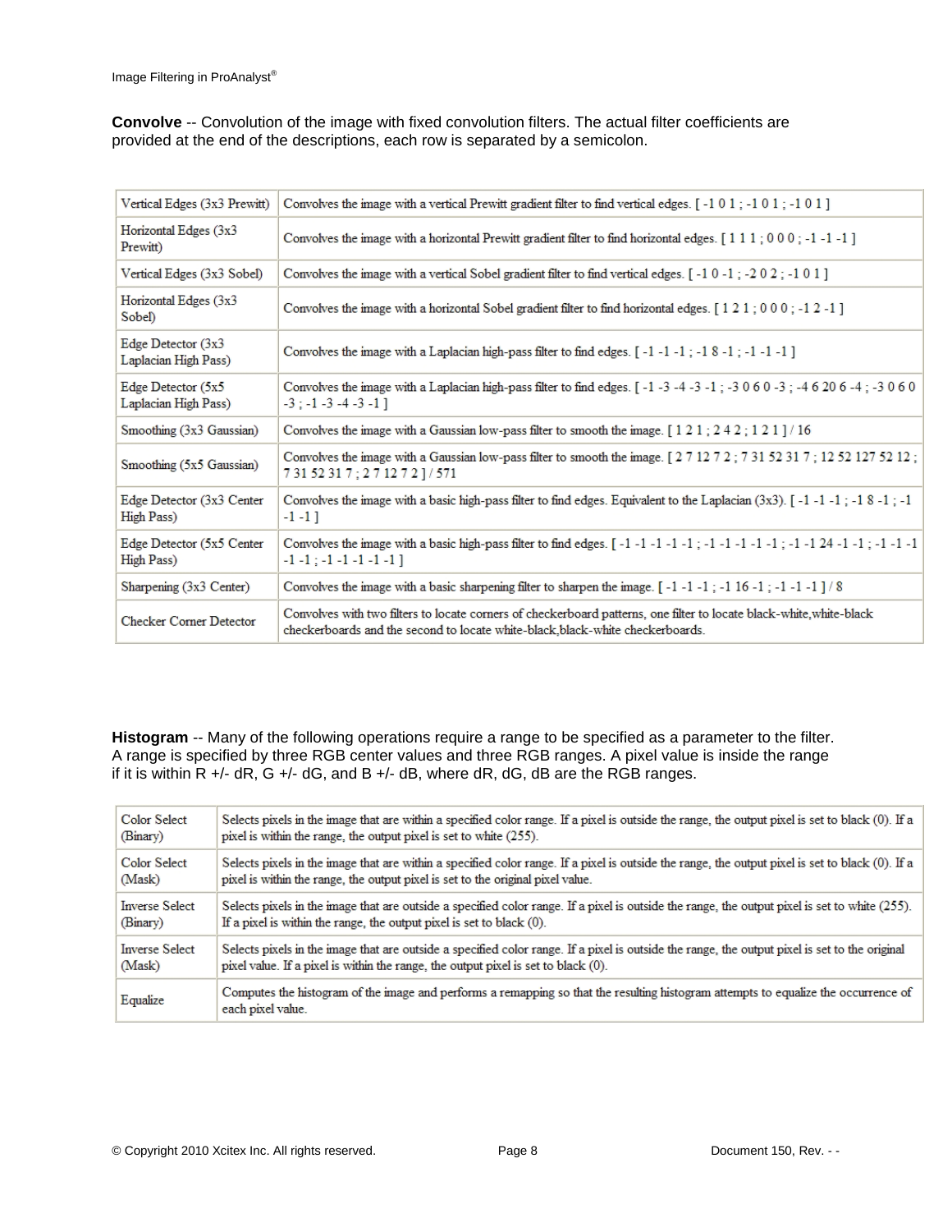**Convolve** -- Convolution of the image with fixed convolution filters. The actual filter coefficients are provided at the end of the descriptions, each row is separated by a semicolon.

| | |
|---|---|
| Vertical Edges (3x3 Prewitt) | Convolves the image with a vertical Prewitt gradient filter to find vertical edges. [ -1 0 1 ; -1 0 1 ; -1 0 1 ] |
| Horizontal Edges (3x3 Prewitt) | Convolves the image with a horizontal Prewitt gradient filter to find horizontal edges. [ 1 1 1 ; 0 0 0 ; -1 -1 -1 ] |
| Vertical Edges (3x3 Sobel) | Convolves the image with a vertical Sobel gradient filter to find vertical edges. [ -1 0 -1 ; -2 0 2 ; -1 0 1 ] |
| Horizontal Edges (3x3 Sobel) | Convolves the image with a horizontal Sobel gradient filter to find horizontal edges. [ 1 2 1 ; 0 0 0 ; -1 2 -1 ] |
| Edge Detector (3x3 Laplacian High Pass) | Convolves the image with a Laplacian high-pass filter to find edges. [ -1 -1 -1 ; -1 8 -1 ; -1 -1 -1 ] |
| Edge Detector (5x5 Laplacian High Pass) | Convolves the image with a Laplacian high-pass filter to find edges. [ -1 -3 -4 -3 -1 ; -3 0 6 0 -3 ; -4 6 20 6 -4 ; -3 0 6 0 -3 ; -1 -3 -4 -3 -1 ] |
| Smoothing (3x3 Gaussian) | Convolves the image with a Gaussian low-pass filter to smooth the image. [ 1 2 1 ; 2 4 2 ; 1 2 1 ] / 16 |
| Smoothing (5x5 Gaussian) | Convolves the image with a Gaussian low-pass filter to smooth the image. [ 2 7 12 7 2 ; 7 31 52 31 7 ; 12 52 127 52 12 ; 7 31 52 31 7 ; 2 7 12 7 2 ] / 571 |
| Edge Detector (3x3 Center High Pass) | Convolves the image with a basic high-pass filter to find edges. Equivalent to the Laplacian (3x3). [ -1 -1 -1 ; -1 8 -1 ; -1 -1 -1 ] |
| Edge Detector (5x5 Center High Pass) | Convolves the image with a basic high-pass filter to find edges. [ -1 -1 -1 -1 -1 ; -1 -1 -1 -1 -1 ; -1 -1 24 -1 -1 ; -1 -1 -1 -1 -1 ; -1 -1 -1 -1 -1 ] |
| Sharpening (3x3 Center) | Convolves the image with a basic sharpening filter to sharpen the image. [ -1 -1 -1 ; -1 16 -1 ; -1 -1 -1 ] / 8 |
| Checker Corner Detector | Convolves with two filters to locate corners of checkerboard patterns, one filter to locate black-white,white-black checkerboards and the second to locate white-black,black-white checkerboards. |

**Histogram** -- Many of the following operations require a range to be specified as a parameter to the filter. A range is specified by three RGB center values and three RGB ranges. A pixel value is inside the range if it is within R +/- dR, G +/- dG, and B +/- dB, where dR, dG, dB are the RGB ranges.

| | |
|---|---|
| Color Select (Binary) | Selects pixels in the image that are within a specified color range. If a pixel is outside the range, the output pixel is set to black (0). If a pixel is within the range, the output pixel is set to white (255). |
| Color Select (Mask) | Selects pixels in the image that are within a specified color range. If a pixel is outside the range, the output pixel is set to black (0). If a pixel is within the range, the output pixel is set to the original pixel value. |
| Inverse Select (Binary) | Selects pixels in the image that are outside a specified color range. If a pixel is outside the range, the output pixel is set to white (255). If a pixel is within the range, the output pixel is set to black (0). |
| Inverse Select (Mask) | Selects pixels in the image that are outside a specified color range. If a pixel is outside the range, the output pixel is set to the original pixel value. If a pixel is within the range, the output pixel is set to black (0). |
| Equalize | Computes the histogram of the image and performs a remapping so that the resulting histogram attempts to equalize the occurrence of each pixel value. |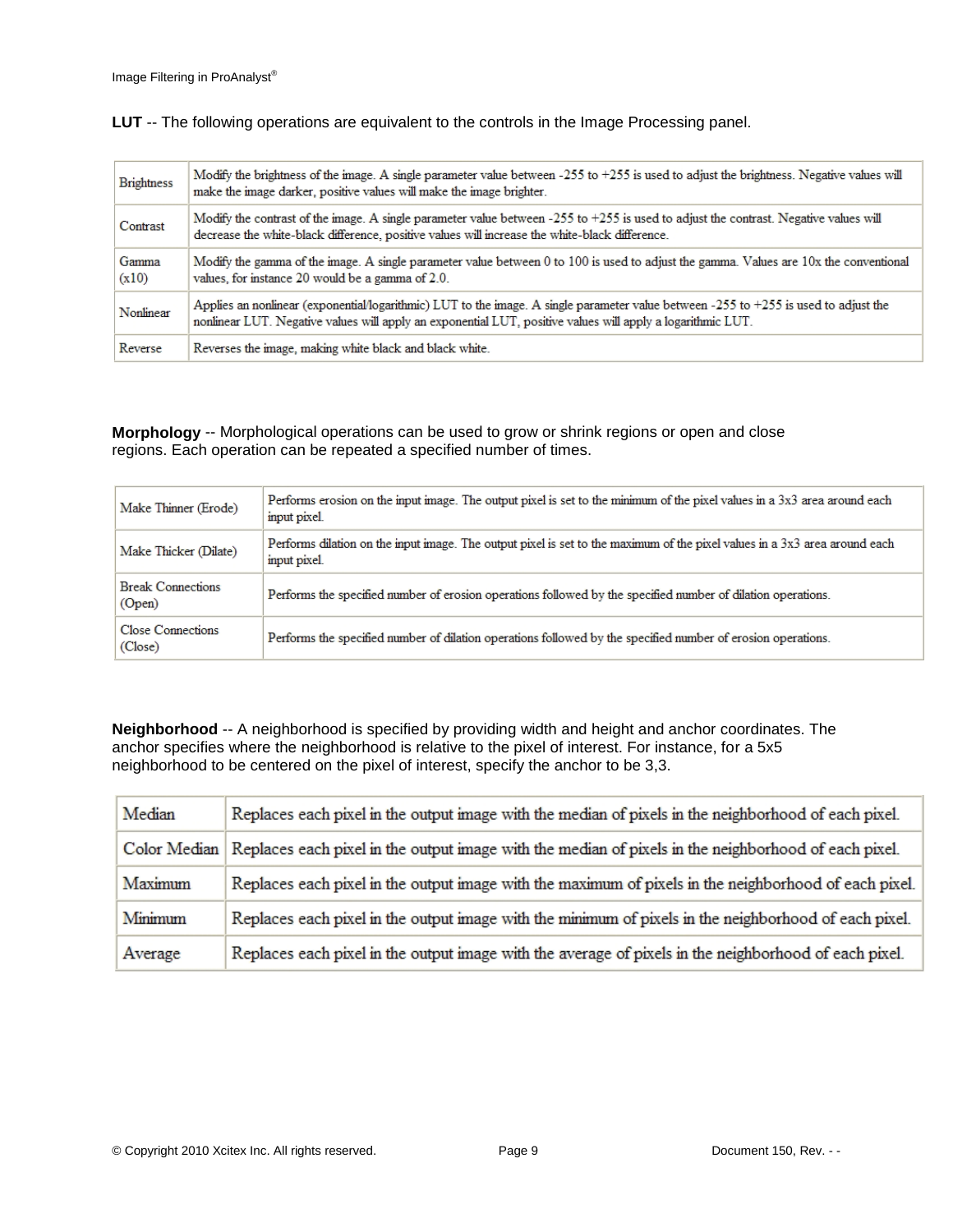**LUT** -- The following operations are equivalent to the controls in the Image Processing panel.

| Brightness | Modify the brightness of the image. A single parameter value between -255 to +255 is used to adjust the brightness. Negative values will make the image darker, positive values will make the image brighter. |
|---|---|
| Contrast | Modify the contrast of the image. A single parameter value between -255 to +255 is used to adjust the contrast. Negative values will decrease the white-black difference, positive values will increase the white-black difference. |
| Gamma (x10) | Modify the gamma of the image. A single parameter value between 0 to 100 is used to adjust the gamma. Values are 10x the conventional values, for instance 20 would be a gamma of 2.0. |
| Nonlinear | Applies an nonlinear (exponential/logarithmic) LUT to the image. A single parameter value between -255 to +255 is used to adjust the nonlinear LUT. Negative values will apply an exponential LUT, positive values will apply a logarithmic LUT. |
| Reverse | Reverses the image, making white black and black white. |

**Morphology** -- Morphological operations can be used to grow or shrink regions or open and close regions. Each operation can be repeated a specified number of times.

| Make Thinner (Erode) | Performs erosion on the input image. The output pixel is set to the minimum of the pixel values in a 3x3 area around each input pixel. |
|---|---|
| Make Thicker (Dilate) | Performs dilation on the input image. The output pixel is set to the maximum of the pixel values in a 3x3 area around each input pixel. |
| Break Connections (Open) | Performs the specified number of erosion operations followed by the specified number of dilation operations. |
| Close Connections (Close) | Performs the specified number of dilation operations followed by the specified number of erosion operations. |

**Neighborhood** -- A neighborhood is specified by providing width and height and anchor coordinates. The anchor specifies where the neighborhood is relative to the pixel of interest. For instance, for a 5x5 neighborhood to be centered on the pixel of interest, specify the anchor to be 3,3.

| Median | Replaces each pixel in the output image with the median of pixels in the neighborhood of each pixel. |
|---|---|
| Color Median | Replaces each pixel in the output image with the median of pixels in the neighborhood of each pixel. |
| Maximum | Replaces each pixel in the output image with the maximum of pixels in the neighborhood of each pixel. |
| Minimum | Replaces each pixel in the output image with the minimum of pixels in the neighborhood of each pixel. |
| Average | Replaces each pixel in the output image with the average of pixels in the neighborhood of each pixel. |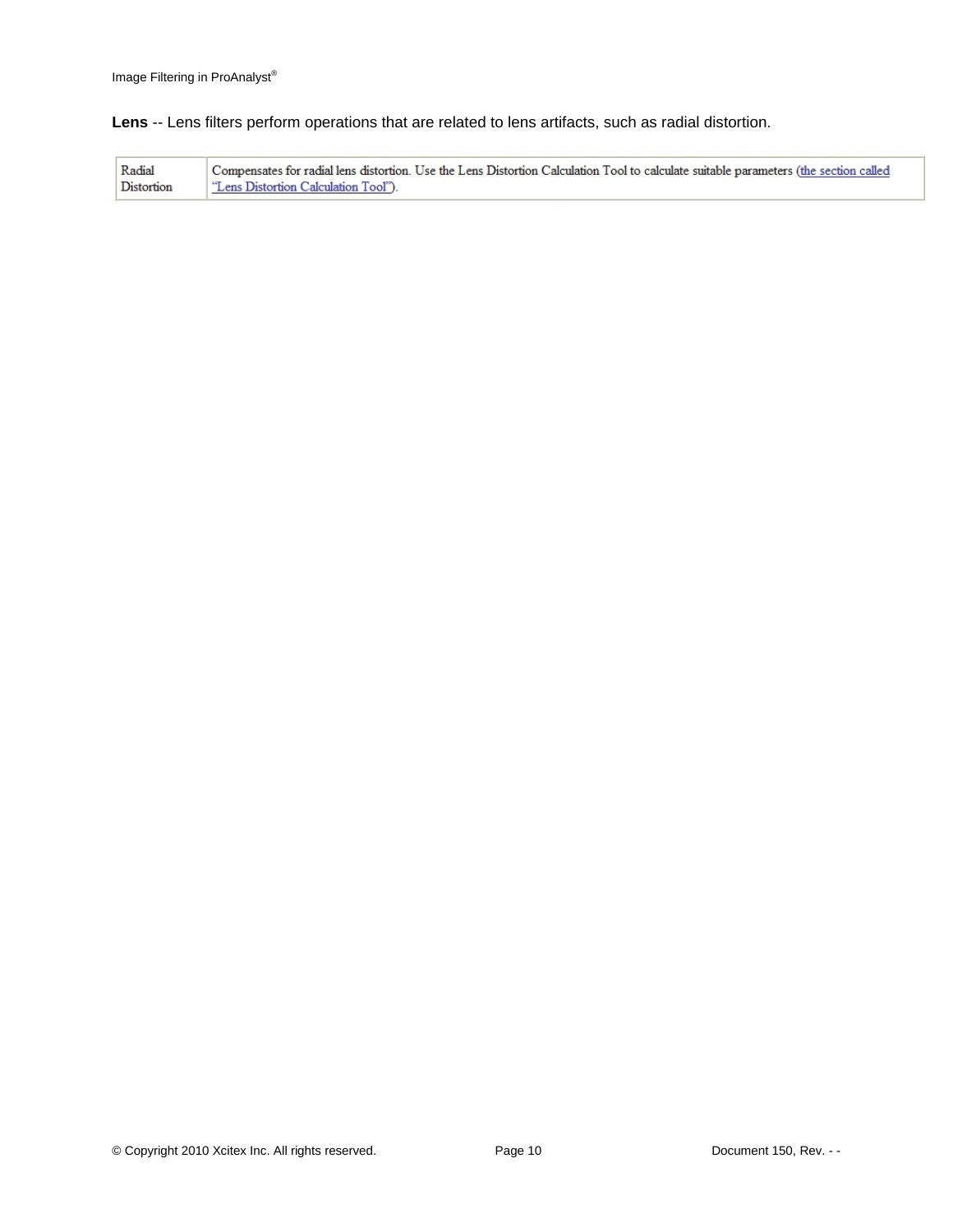**Lens** -- Lens filters perform operations that are related to lens artifacts, such as radial distortion.

| | |
|---|---|
| Radial Distortion | Compensates for radial lens distortion. Use the Lens Distortion Calculation Tool to calculate suitable parameters (the section called "Lens Distortion Calculation Tool"). |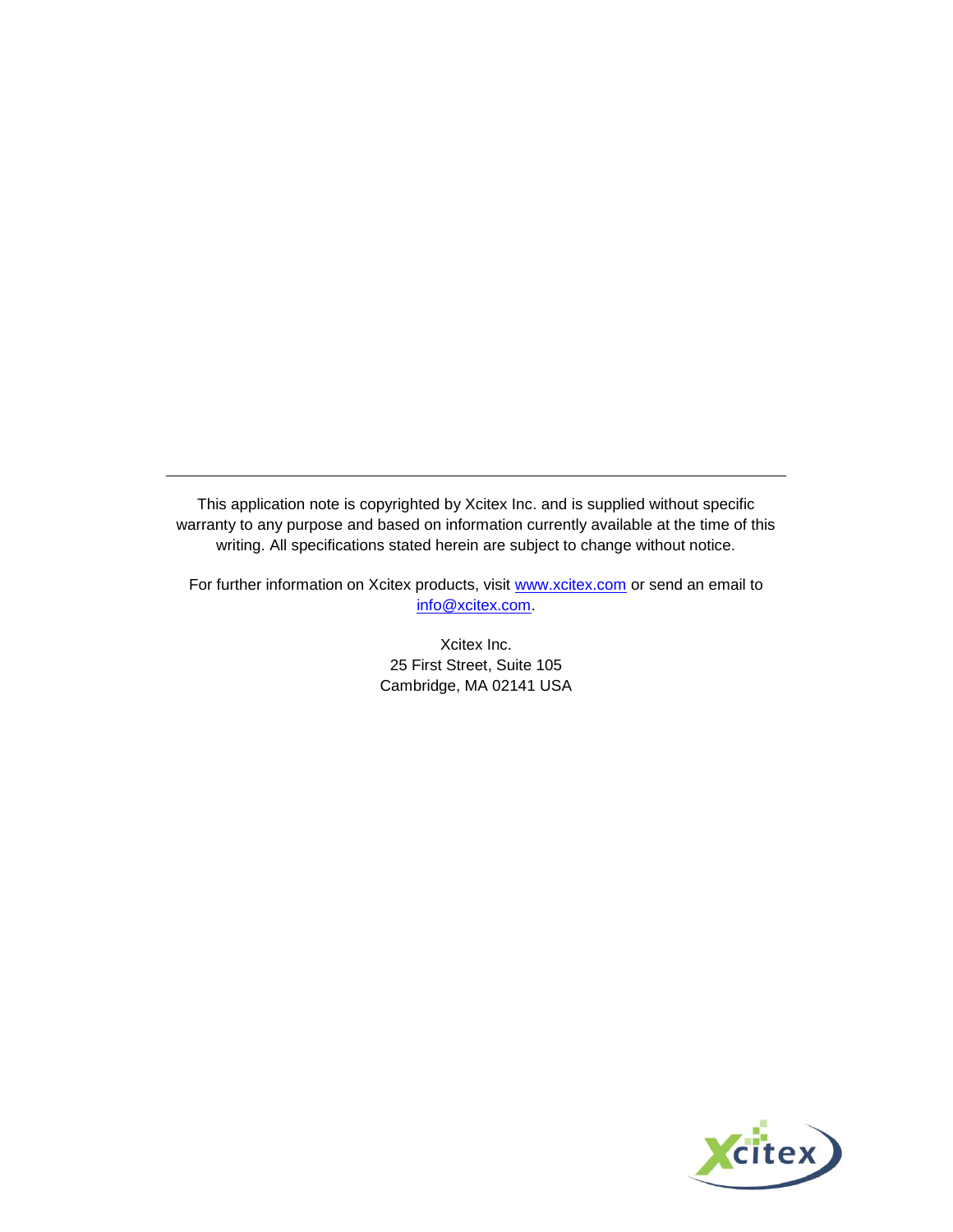---

This application note is copyrighted by Xcitex Inc. and is supplied without specific warranty to any purpose and based on information currently available at the time of this writing. All specifications stated herein are subject to change without notice.

For further information on Xcitex products, visit www.xcitex.com or send an email to info@xcitex.com.

Xcitex Inc.
25 First Street, Suite 105
Cambridge, MA 02141 USA